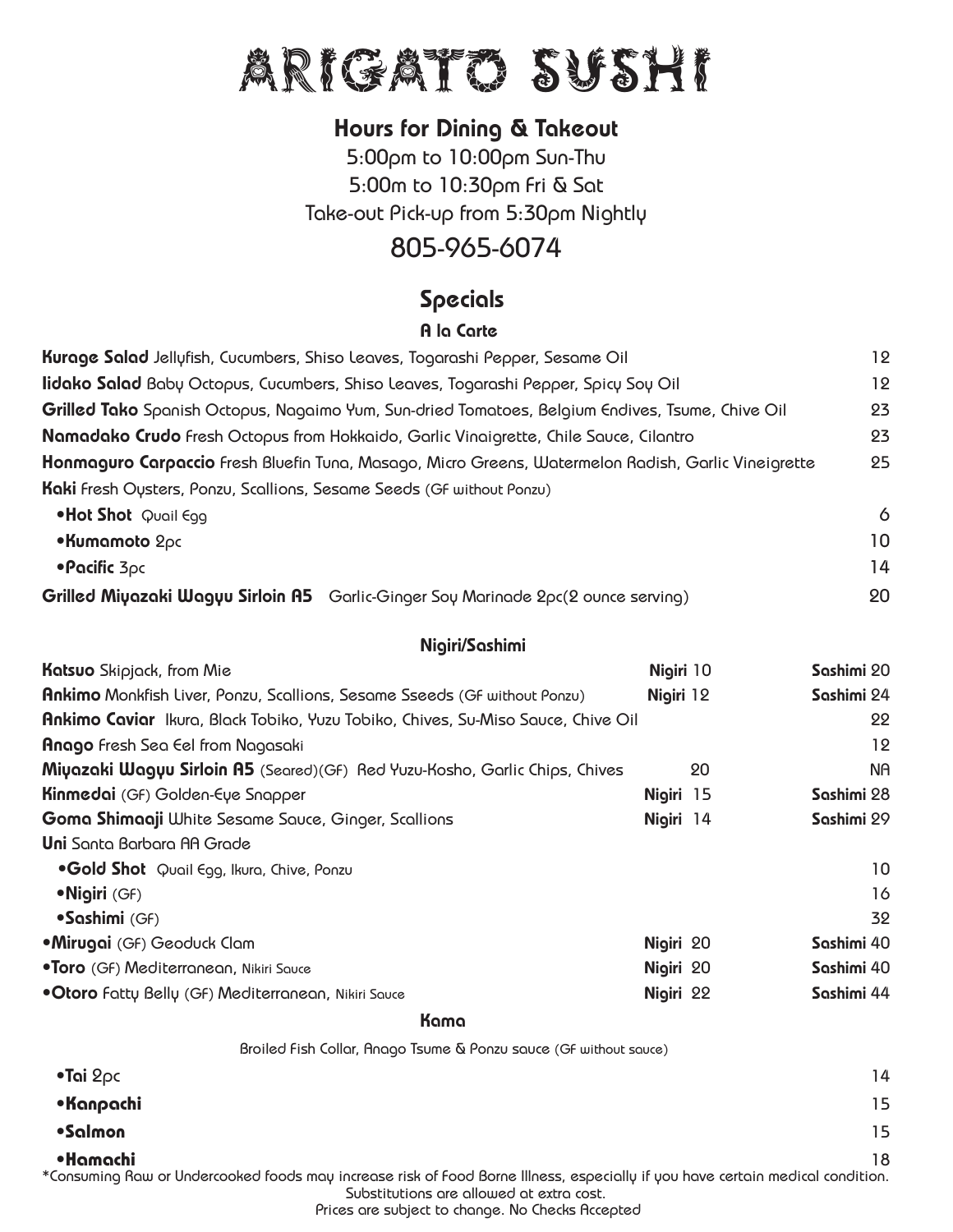# ARIGATO SUSHI

## Hours for Dining & Takeout

5:00pm to 10:00pm Sun-Thu
5:00m to 10:30pm Fri & Sat
Take-out Pick-up from 5:30pm Nightly

805-965-6074

## Specials

### A la Carte

| Item | Price |
|---|---|
| **Kurage Salad** Jellyfish, Cucumbers, Shiso Leaves, Togarashi Pepper, Sesame Oil | 12 |
| **Iidako Salad** Baby Octopus, Cucumbers, Shiso Leaves, Togarashi Pepper, Spicy Soy Oil | 12 |
| **Grilled Tako** Spanish Octopus, Nagaimo Yum, Sun-dried Tomatoes, Belgium Endives, Tsume, Chive Oil | 23 |
| **Namadako Crudo** Fresh Octopus from Hokkaido, Garlic Vinaigrette, Chile Sauce, Cilantro | 23 |
| **Honmaguro Carpaccio** Fresh Bluefin Tuna, Masago, Micro Greens, Watermelon Radish, Garlic Vineigrette | 25 |
| **Kaki** Fresh Oysters, Ponzu, Scallions, Sesame Seeds (GF without Ponzu) | |
| •**Hot Shot** Quail Egg | 6 |
| •**Kumamoto** 2pc | 10 |
| •**Pacific** 3pc | 14 |
| **Grilled Miyazaki Wagyu Sirloin A5** Garlic-Ginger Soy Marinade 2pc(2 ounce serving) | 20 |

### Nigiri/Sashimi

| Item | Nigiri | Sashimi |
|---|---|---|
| **Katsuo** Skipjack, from Mie | Nigiri 10 | Sashimi 20 |
| **Ankimo** Monkfish Liver, Ponzu, Scallions, Sesame Sseeds (GF without Ponzu) | Nigiri 12 | Sashimi 24 |
| **Ankimo Caviar** Ikura, Black Tobiko, Yuzu Tobiko, Chives, Su-Miso Sauce, Chive Oil | | 22 |
| **Anago** Fresh Sea Eel from Nagasaki | | 12 |
| **Miyazaki Wagyu Sirloin A5** (Seared)(GF) Red Yuzu-Kosho, Garlic Chips, Chives | 20 | NA |
| **Kinmedai** (GF) Golden-Eye Snapper | Nigiri 15 | Sashimi 28 |
| **Goma Shimaaji** White Sesame Sauce, Ginger, Scallions | Nigiri 14 | Sashimi 29 |
| **Uni** Santa Barbara AA Grade | | |
| •**Gold Shot** Quail Egg, Ikura, Chive, Ponzu | | 10 |
| •**Nigiri** (GF) | | 16 |
| •**Sashimi** (GF) | | 32 |
| •**Mirugai** (GF) Geoduck Clam | Nigiri 20 | Sashimi 40 |
| •**Toro** (GF) Mediterranean, Nikiri Sauce | Nigiri 20 | Sashimi 40 |
| •**Otoro** Fatty Belly (GF) Mediterranean, Nikiri Sauce | Nigiri 22 | Sashimi 44 |

### Kama

Broiled Fish Collar, Anago Tsume & Ponzu sauce (GF without sauce)

| Item | Price |
|---|---|
| •**Tai** 2pc | 14 |
| •**Kanpachi** | 15 |
| •**Salmon** | 15 |
| •**Hamachi** | 18 |

*Consuming Raw or Undercooked foods may increase risk of Food Borne Illness, especially if you have certain medical condition.
Substitutions are allowed at extra cost.
Prices are subject to change. No Checks Accepted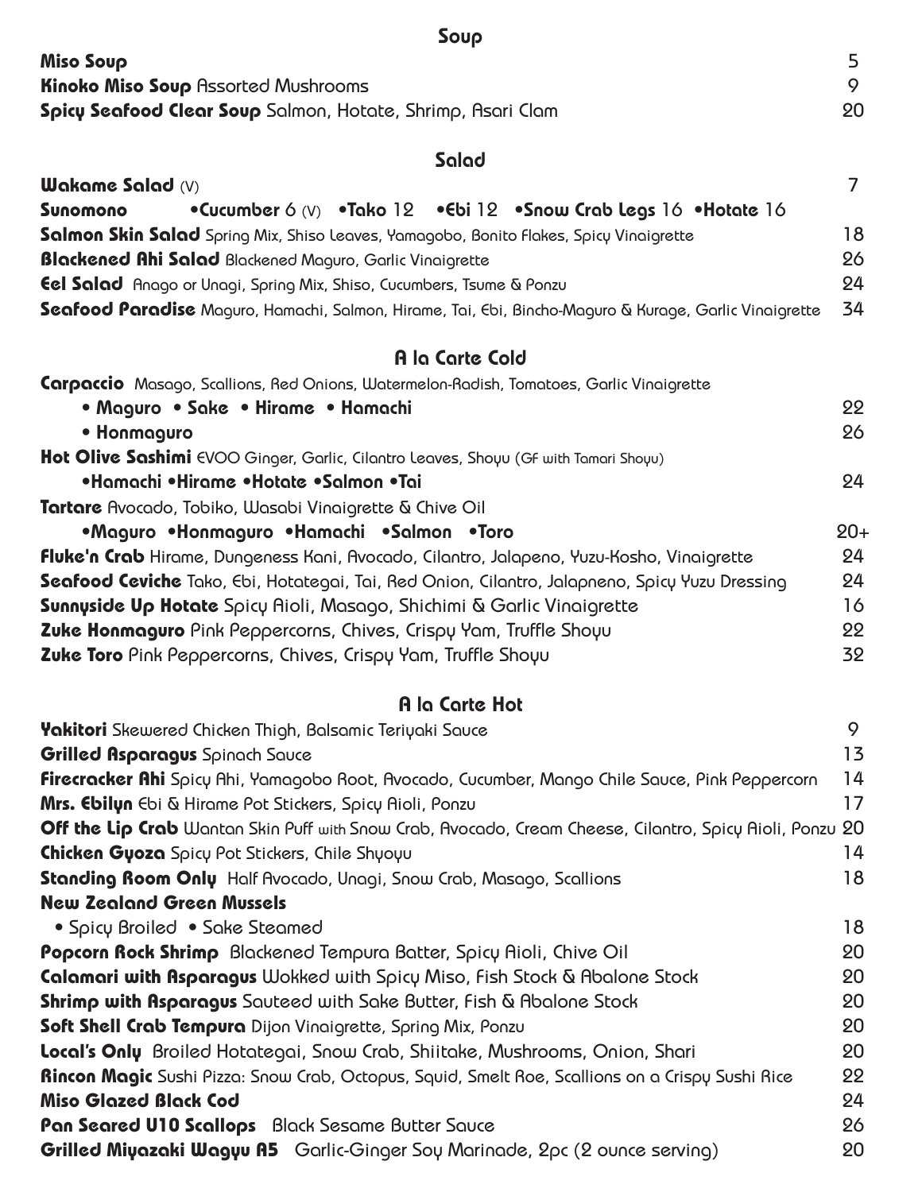## Soup

**Miso Soup** 5

**Kinoko Miso Soup** Assorted Mushrooms 9

**Spicy Seafood Clear Soup** Salmon, Hotate, Shrimp, Asari Clam 20

## Salad

**Wakame Salad** (V) 7

**Sunomono** •**Cucumber** 6 (V) •**Tako** 12 •**Ebi** 12 •**Snow Crab Legs** 16 •**Hotate** 16

**Salmon Skin Salad** Spring Mix, Shiso Leaves, Yamagobo, Bonito Flakes, Spicy Vinaigrette 18

**Blackened Ahi Salad** Blackened Maguro, Garlic Vinaigrette 26

**Eel Salad** Anago or Unagi, Spring Mix, Shiso, Cucumbers, Tsume & Ponzu 24

**Seafood Paradise** Maguro, Hamachi, Salmon, Hirame, Tai, Ebi, Bincho-Maguro & Kurage, Garlic Vinaigrette 34

## A la Carte Cold

**Carpaccio** Masago, Scallions, Red Onions, Watermelon-Radish, Tomatoes, Garlic Vinaigrette

- **Maguro** • **Sake** • **Hirame** • **Hamachi** 22
- **Honmaguro** 26

**Hot Olive Sashimi** EVOO Ginger, Garlic, Cilantro Leaves, Shoyu (GF with Tamari Shoyu)

- **Hamachi** •**Hirame** •**Hotate** •**Salmon** •**Tai** 24

**Tartare** Avocado, Tobiko, Wasabi Vinaigrette & Chive Oil

- **Maguro** •**Honmaguro** •**Hamachi** •**Salmon** •**Toro** 20+

**Fluke'n Crab** Hirame, Dungeness Kani, Avocado, Cilantro, Jalapeno, Yuzu-Kosho, Vinaigrette 24

**Seafood Ceviche** Tako, Ebi, Hotategai, Tai, Red Onion, Cilantro, Jalapneno, Spicy Yuzu Dressing 24

**Sunnyside Up Hotate** Spicy Aioli, Masago, Shichimi & Garlic Vinaigrette 16

**Zuke Honmaguro** Pink Peppercorns, Chives, Crispy Yam, Truffle Shoyu 22

**Zuke Toro** Pink Peppercorns, Chives, Crispy Yam, Truffle Shoyu 32

## A la Carte Hot

**Yakitori** Skewered Chicken Thigh, Balsamic Teriyaki Sauce 9

**Grilled Asparagus** Spinach Sauce 13

**Firecracker Ahi** Spicy Ahi, Yamagobo Root, Avocado, Cucumber, Mango Chile Sauce, Pink Peppercorn 14

**Mrs. Ebilyn** Ebi & Hirame Pot Stickers, Spicy Aioli, Ponzu 17

**Off the Lip Crab** Wantan Skin Puff with Snow Crab, Avocado, Cream Cheese, Cilantro, Spicy Aioli, Ponzu 20

**Chicken Gyoza** Spicy Pot Stickers, Chile Shyoyu 14

**Standing Room Only** Half Avocado, Unagi, Snow Crab, Masago, Scallions 18

**New Zealand Green Mussels**

- Spicy Broiled • Sake Steamed 18

**Popcorn Rock Shrimp** Blackened Tempura Batter, Spicy Aioli, Chive Oil 20

**Calamari with Asparagus** Wokked with Spicy Miso, Fish Stock & Abalone Stock 20

**Shrimp with Asparagus** Sauteed with Sake Butter, Fish & Abalone Stock 20

**Soft Shell Crab Tempura** Dijon Vinaigrette, Spring Mix, Ponzu 20

**Local's Only** Broiled Hotategai, Snow Crab, Shiitake, Mushrooms, Onion, Shari 20

**Rincon Magic** Sushi Pizza: Snow Crab, Octopus, Squid, Smelt Roe, Scallions on a Crispy Sushi Rice 22

**Miso Glazed Black Cod** 24

**Pan Seared U10 Scallops** Black Sesame Butter Sauce 26

**Grilled Miyazaki Wagyu A5** Garlic-Ginger Soy Marinade, 2pc (2 ounce serving) 20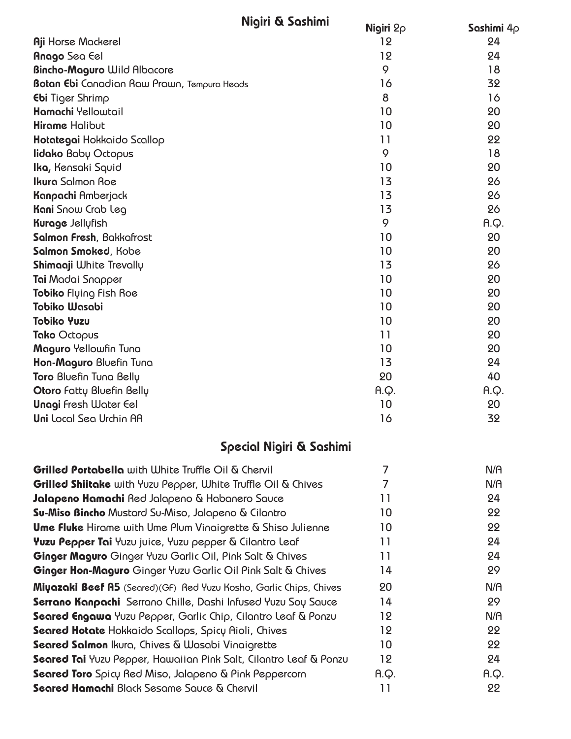## Nigiri & Sashimi

| | Nigiri 2p | Sashimi 4p |
|---|---|---|
| **Aji** Horse Mackerel | 12 | 24 |
| **Anago** Sea Eel | 12 | 24 |
| **Bincho-Maguro** Wild Albacore | 9 | 18 |
| **Botan Ebi** Canadian Raw Prawn, Tempura Heads | 16 | 32 |
| **Ebi** Tiger Shrimp | 8 | 16 |
| **Hamachi** Yellowtail | 10 | 20 |
| **Hirame** Halibut | 10 | 20 |
| **Hotategai** Hokkaido Scallop | 11 | 22 |
| **Iidako** Baby Octopus | 9 | 18 |
| **Ika,** Kensaki Squid | 10 | 20 |
| **Ikura** Salmon Roe | 13 | 26 |
| **Kanpachi** Amberjack | 13 | 26 |
| **Kani** Snow Crab Leg | 13 | 26 |
| **Kurage** Jellyfish | 9 | A.Q. |
| **Salmon Fresh**, Bakkafrost | 10 | 20 |
| **Salmon Smoked**, Kobe | 10 | 20 |
| **Shimaaji** White Trevally | 13 | 26 |
| **Tai** Madai Snapper | 10 | 20 |
| **Tobiko** Flying Fish Roe | 10 | 20 |
| **Tobiko Wasabi** | 10 | 20 |
| **Tobiko Yuzu** | 10 | 20 |
| **Tako** Octopus | 11 | 20 |
| **Maguro** Yellowfin Tuna | 10 | 20 |
| **Hon-Maguro** Bluefin Tuna | 13 | 24 |
| **Toro** Bluefin Tuna Belly | 20 | 40 |
| **Otoro** Fatty Bluefin Belly | A.Q. | A.Q. |
| **Unagi** Fresh Water Eel | 10 | 20 |
| **Uni** Local Sea Urchin AA | 16 | 32 |

## Special Nigiri & Sashimi

| | Nigiri | Sashimi |
|---|---|---|
| **Grilled Portabella** with White Truffle Oil & Chervil | 7 | N/A |
| **Grilled Shiitake** with Yuzu Pepper, White Truffle Oil & Chives | 7 | N/A |
| **Jalapeno Hamachi** Red Jalapeno & Habanero Sauce | 11 | 24 |
| **Su-Miso Bincho** Mustard Su-Miso, Jalapeno & Cilantro | 10 | 22 |
| **Ume Fluke** Hirame with Ume Plum Vinaigrette & Shiso Julienne | 10 | 22 |
| **Yuzu Pepper Tai** Yuzu juice, Yuzu pepper & Cilantro Leaf | 11 | 24 |
| **Ginger Maguro** Ginger Yuzu Garlic Oil, Pink Salt & Chives | 11 | 24 |
| **Ginger Hon-Maguro** Ginger Yuzu Garlic Oil Pink Salt & Chives | 14 | 29 |
| **Miyazaki Beef A5** (Seared)(GF) Red Yuzu Kosho, Garlic Chips, Chives | 20 | N/A |
| **Serrano Kanpachi** Serrano Chille, Dashi Infused Yuzu Soy Sauce | 14 | 29 |
| **Seared Engawa** Yuzu Pepper, Garlic Chip, Cilantro Leaf & Ponzu | 12 | N/A |
| **Seared Hotate** Hokkaido Scallops, Spicy Aioli, Chives | 12 | 22 |
| **Seared Salmon** Ikura, Chives & Wasabi Vinaigrette | 10 | 22 |
| **Seared Tai** Yuzu Pepper, Hawaiian Pink Salt, Cilantro Leaf & Ponzu | 12 | 24 |
| **Seared Toro** Spicy Red Miso, Jalapeno & Pink Peppercorn | A.Q. | A.Q. |
| **Seared Hamachi** Black Sesame Sauce & Chervil | 11 | 22 |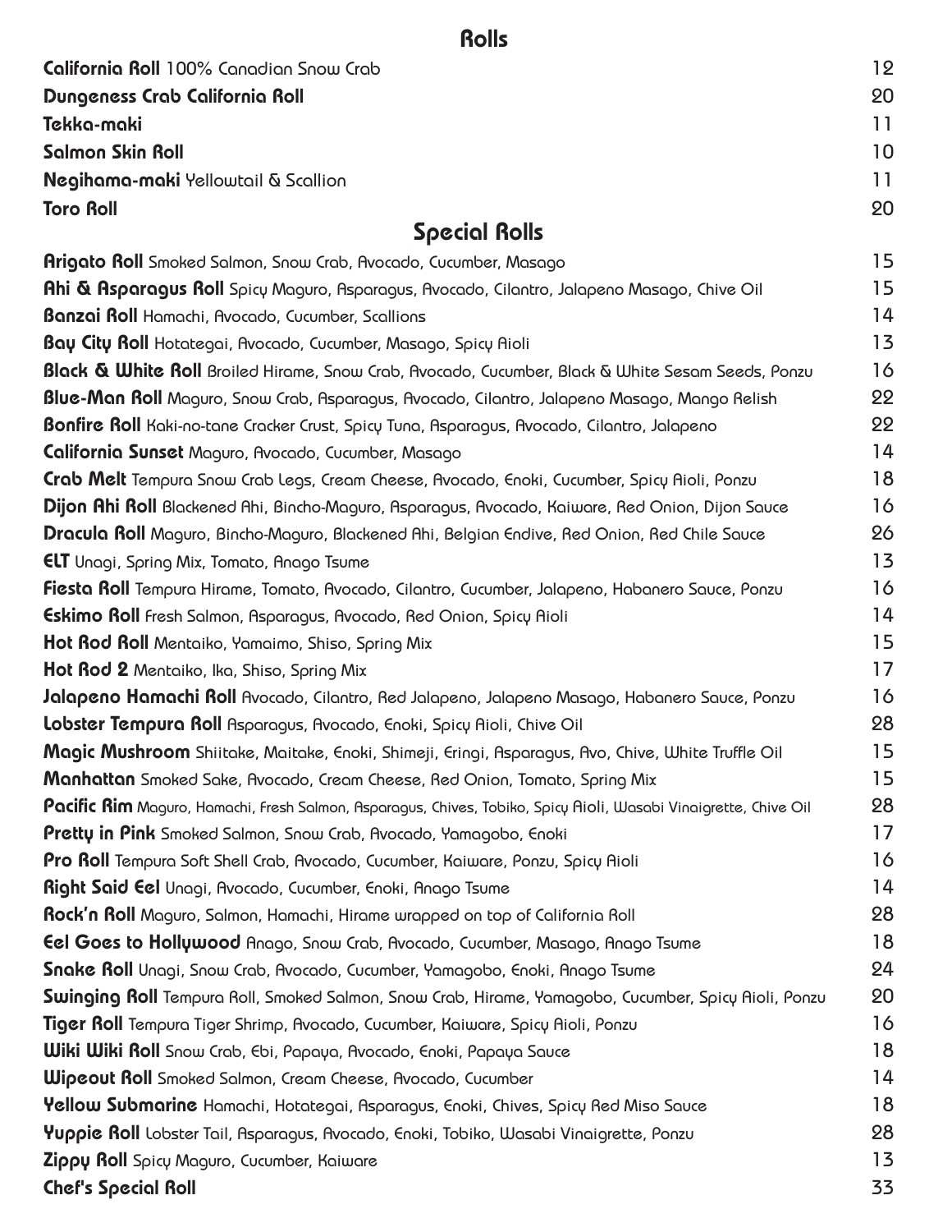## Rolls

| | |
|---|---|
| **California Roll** 100% Canadian Snow Crab | 12 |
| **Dungeness Crab California Roll** | 20 |
| **Tekka-maki** | 11 |
| **Salmon Skin Roll** | 10 |
| **Negihama-maki** Yellowtail & Scallion | 11 |
| **Toro Roll** | 20 |

## Special Rolls

| | |
|---|---|
| **Arigato Roll** Smoked Salmon, Snow Crab, Avocado, Cucumber, Masago | 15 |
| **Ahi & Asparagus Roll** Spicy Maguro, Asparagus, Avocado, Cilantro, Jalapeno Masago, Chive Oil | 15 |
| **Banzai Roll** Hamachi, Avocado, Cucumber, Scallions | 14 |
| **Bay City Roll** Hotategai, Avocado, Cucumber, Masago, Spicy Aioli | 13 |
| **Black & White Roll** Broiled Hirame, Snow Crab, Avocado, Cucumber, Black & White Sesam Seeds, Ponzu | 16 |
| **Blue-Man Roll** Maguro, Snow Crab, Asparagus, Avocado, Cilantro, Jalapeno Masago, Mango Relish | 22 |
| **Bonfire Roll** Kaki-no-tane Cracker Crust, Spicy Tuna, Asparagus, Avocado, Cilantro, Jalapeno | 22 |
| **California Sunset** Maguro, Avocado, Cucumber, Masago | 14 |
| **Crab Melt** Tempura Snow Crab Legs, Cream Cheese, Avocado, Enoki, Cucumber, Spicy Aioli, Ponzu | 18 |
| **Dijon Ahi Roll** Blackened Ahi, Bincho-Maguro, Asparagus, Avocado, Kaiware, Red Onion, Dijon Sauce | 16 |
| **Dracula Roll** Maguro, Bincho-Maguro, Blackened Ahi, Belgian Endive, Red Onion, Red Chile Sauce | 26 |
| **ELT** Unagi, Spring Mix, Tomato, Anago Tsume | 13 |
| **Fiesta Roll** Tempura Hirame, Tomato, Avocado, Cilantro, Cucumber, Jalapeno, Habanero Sauce, Ponzu | 16 |
| **Eskimo Roll** Fresh Salmon, Asparagus, Avocado, Red Onion, Spicy Aioli | 14 |
| **Hot Rod Roll** Mentaiko, Yamaimo, Shiso, Spring Mix | 15 |
| **Hot Rod 2** Mentaiko, Ika, Shiso, Spring Mix | 17 |
| **Jalapeno Hamachi Roll** Avocado, Cilantro, Red Jalapeno, Jalapeno Masago, Habanero Sauce, Ponzu | 16 |
| **Lobster Tempura Roll** Asparagus, Avocado, Enoki, Spicy Aioli, Chive Oil | 28 |
| **Magic Mushroom** Shiitake, Maitake, Enoki, Shimeji, Eringi, Asparagus, Avo, Chive, White Truffle Oil | 15 |
| **Manhattan** Smoked Sake, Avocado, Cream Cheese, Red Onion, Tomato, Spring Mix | 15 |
| **Pacific Rim** Maguro, Hamachi, Fresh Salmon, Asparagus, Chives, Tobiko, Spicy Aioli, Wasabi Vinaigrette, Chive Oil | 28 |
| **Pretty in Pink** Smoked Salmon, Snow Crab, Avocado, Yamagobo, Enoki | 17 |
| **Pro Roll** Tempura Soft Shell Crab, Avocado, Cucumber, Kaiware, Ponzu, Spicy Aioli | 16 |
| **Right Said Eel** Unagi, Avocado, Cucumber, Enoki, Anago Tsume | 14 |
| **Rock'n Roll** Maguro, Salmon, Hamachi, Hirame wrapped on top of California Roll | 28 |
| **Eel Goes to Hollywood** Anago, Snow Crab, Avocado, Cucumber, Masago, Anago Tsume | 18 |
| **Snake Roll** Unagi, Snow Crab, Avocado, Cucumber, Yamagobo, Enoki, Anago Tsume | 24 |
| **Swinging Roll** Tempura Roll, Smoked Salmon, Snow Crab, Hirame, Yamagobo, Cucumber, Spicy Aioli, Ponzu | 20 |
| **Tiger Roll** Tempura Tiger Shrimp, Avocado, Cucumber, Kaiware, Spicy Aioli, Ponzu | 16 |
| **Wiki Wiki Roll** Snow Crab, Ebi, Papaya, Avocado, Enoki, Papaya Sauce | 18 |
| **Wipeout Roll** Smoked Salmon, Cream Cheese, Avocado, Cucumber | 14 |
| **Yellow Submarine** Hamachi, Hotategai, Asparagus, Enoki, Chives, Spicy Red Miso Sauce | 18 |
| **Yuppie Roll** Lobster Tail, Asparagus, Avocado, Enoki, Tobiko, Wasabi Vinaigrette, Ponzu | 28 |
| **Zippy Roll** Spicy Maguro, Cucumber, Kaiware | 13 |
| **Chef's Special Roll** | 33 |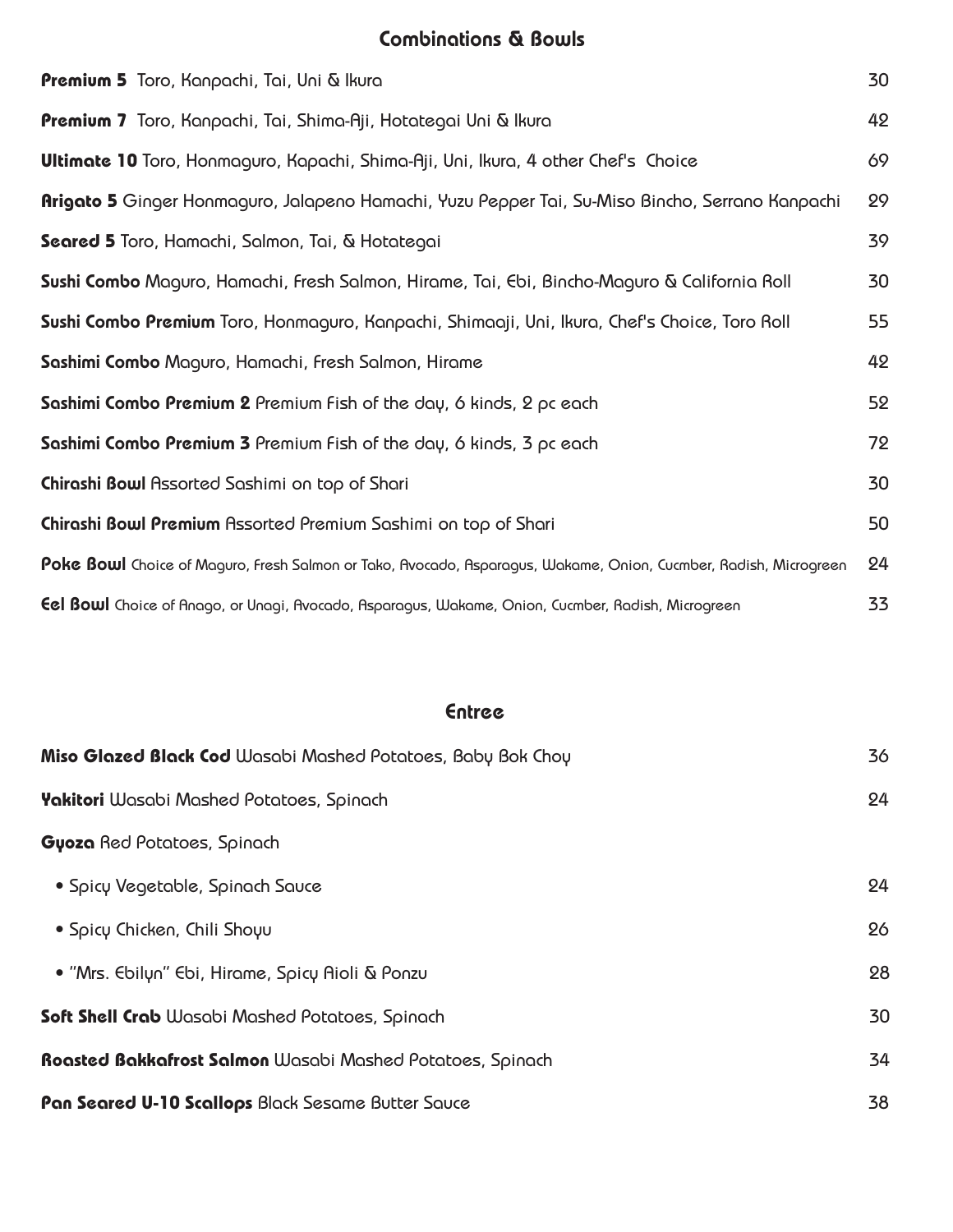## Combinations & Bowls

**Premium 5** Toro, Kanpachi, Tai, Uni & Ikura 30

**Premium 7** Toro, Kanpachi, Tai, Shima-Aji, Hotategai Uni & Ikura 42

**Ultimate 10** Toro, Honmaguro, Kapachi, Shima-Aji, Uni, Ikura, 4 other Chef's Choice 69

**Arigato 5** Ginger Honmaguro, Jalapeno Hamachi, Yuzu Pepper Tai, Su-Miso Bincho, Serrano Kanpachi 29

**Seared 5** Toro, Hamachi, Salmon, Tai, & Hotategai 39

**Sushi Combo** Maguro, Hamachi, Fresh Salmon, Hirame, Tai, Ebi, Bincho-Maguro & California Roll 30

**Sushi Combo Premium** Toro, Honmaguro, Kanpachi, Shimaaji, Uni, Ikura, Chef's Choice, Toro Roll 55

**Sashimi Combo** Maguro, Hamachi, Fresh Salmon, Hirame 42

**Sashimi Combo Premium 2** Premium Fish of the day, 6 kinds, 2 pc each 52

**Sashimi Combo Premium 3** Premium Fish of the day, 6 kinds, 3 pc each 72

**Chirashi Bowl** Assorted Sashimi on top of Shari 30

**Chirashi Bowl Premium** Assorted Premium Sashimi on top of Shari 50

**Poke Bowl** Choice of Maguro, Fresh Salmon or Tako, Avocado, Asparagus, Wakame, Onion, Cucmber, Radish, Microgreen 24

**Eel Bowl** Choice of Anago, or Unagi, Avocado, Asparagus, Wakame, Onion, Cucmber, Radish, Microgreen 33

## Entree

**Miso Glazed Black Cod** Wasabi Mashed Potatoes, Baby Bok Choy 36

**Yakitori** Wasabi Mashed Potatoes, Spinach 24

**Gyoza** Red Potatoes, Spinach

- Spicy Vegetable, Spinach Sauce 24
- Spicy Chicken, Chili Shoyu 26
- "Mrs. Ebilyn" Ebi, Hirame, Spicy Aioli & Ponzu 28

**Soft Shell Crab** Wasabi Mashed Potatoes, Spinach 30

**Roasted Bakkafrost Salmon** Wasabi Mashed Potatoes, Spinach 34

**Pan Seared U-10 Scallops** Black Sesame Butter Sauce 38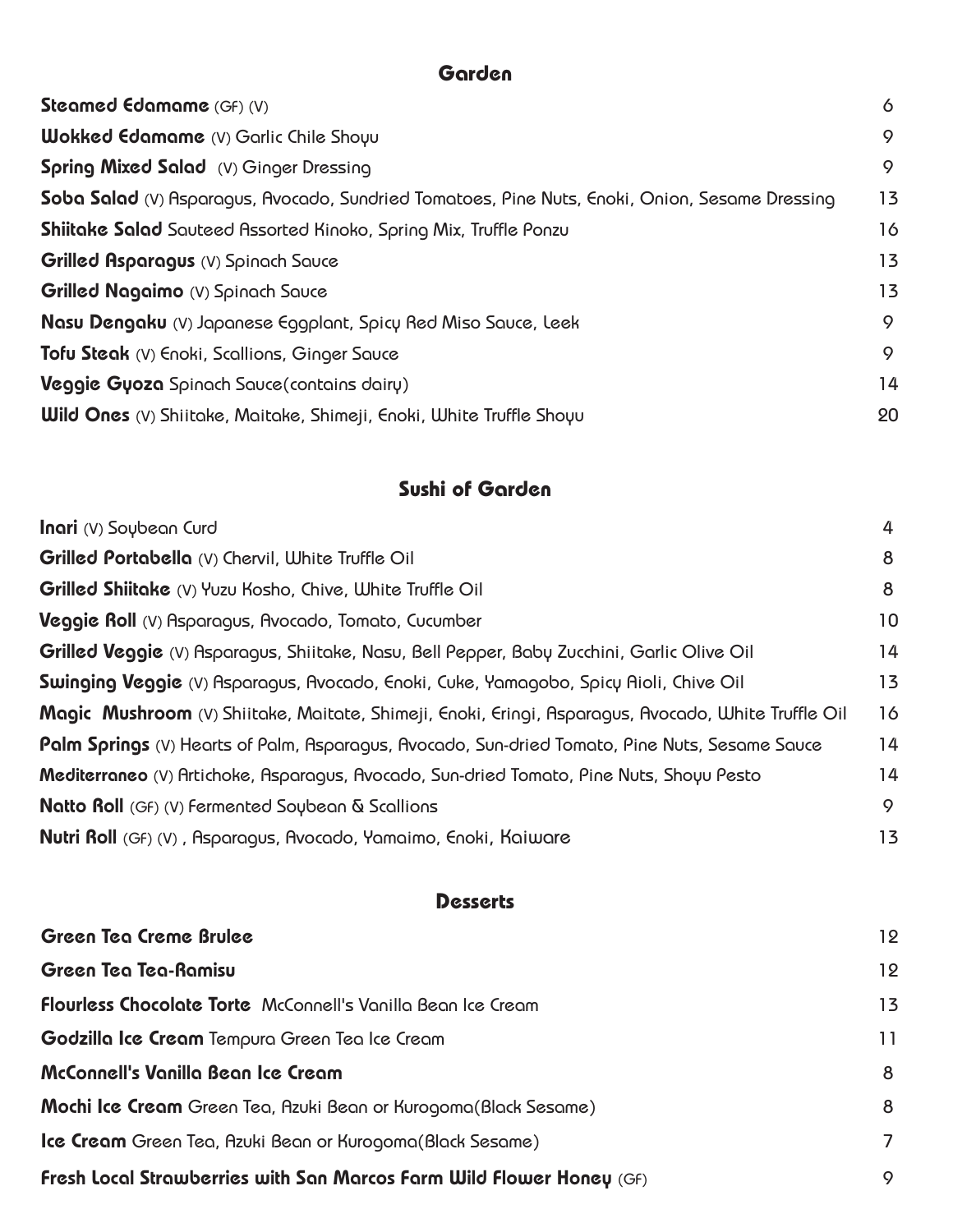## Garden

| Item | Price |
| --- | --- |
| **Steamed Edamame** (GF) (V) | 6 |
| **Wokked Edamame** (V) Garlic Chile Shoyu | 9 |
| **Spring Mixed Salad** (V) Ginger Dressing | 9 |
| **Soba Salad** (V) Asparagus, Avocado, Sundried Tomatoes, Pine Nuts, Enoki, Onion, Sesame Dressing | 13 |
| **Shiitake Salad** Sauteed Assorted Kinoko, Spring Mix, Truffle Ponzu | 16 |
| **Grilled Asparagus** (V) Spinach Sauce | 13 |
| **Grilled Nagaimo** (V) Spinach Sauce | 13 |
| **Nasu Dengaku** (V) Japanese Eggplant, Spicy Red Miso Sauce, Leek | 9 |
| **Tofu Steak** (V) Enoki, Scallions, Ginger Sauce | 9 |
| **Veggie Gyoza** Spinach Sauce(contains dairy) | 14 |
| **Wild Ones** (V) Shiitake, Maitake, Shimeji, Enoki, White Truffle Shoyu | 20 |

## Sushi of Garden

| Item | Price |
| --- | --- |
| **Inari** (V) Soybean Curd | 4 |
| **Grilled Portabella** (V) Chervil, White Truffle Oil | 8 |
| **Grilled Shiitake** (V) Yuzu Kosho, Chive, White Truffle Oil | 8 |
| **Veggie Roll** (V) Asparagus, Avocado, Tomato, Cucumber | 10 |
| **Grilled Veggie** (V) Asparagus, Shiitake, Nasu, Bell Pepper, Baby Zucchini, Garlic Olive Oil | 14 |
| **Swinging Veggie** (V) Asparagus, Avocado, Enoki, Cuke, Yamagobo, Spicy Aioli, Chive Oil | 13 |
| **Magic Mushroom** (V) Shiitake, Maitate, Shimeji, Enoki, Eringi, Asparagus, Avocado, White Truffle Oil | 16 |
| **Palm Springs** (V) Hearts of Palm, Asparagus, Avocado, Sun-dried Tomato, Pine Nuts, Sesame Sauce | 14 |
| **Mediterraneo** (V) Artichoke, Asparagus, Avocado, Sun-dried Tomato, Pine Nuts, Shoyu Pesto | 14 |
| **Natto Roll** (GF) (V) Fermented Soybean & Scallions | 9 |
| **Nutri Roll** (GF) (V) , Asparagus, Avocado, Yamaimo, Enoki, Kaiware | 13 |

## Desserts

| Item | Price |
| --- | --- |
| **Green Tea Creme Brulee** | 12 |
| **Green Tea Tea-Ramisu** | 12 |
| **Flourless Chocolate Torte** McConnell's Vanilla Bean Ice Cream | 13 |
| **Godzilla Ice Cream** Tempura Green Tea Ice Cream | 11 |
| **McConnell's Vanilla Bean Ice Cream** | 8 |
| **Mochi Ice Cream** Green Tea, Azuki Bean or Kurogoma(Black Sesame) | 8 |
| **Ice Cream** Green Tea, Azuki Bean or Kurogoma(Black Sesame) | 7 |
| **Fresh Local Strawberries with San Marcos Farm Wild Flower Honey** (GF) | 9 |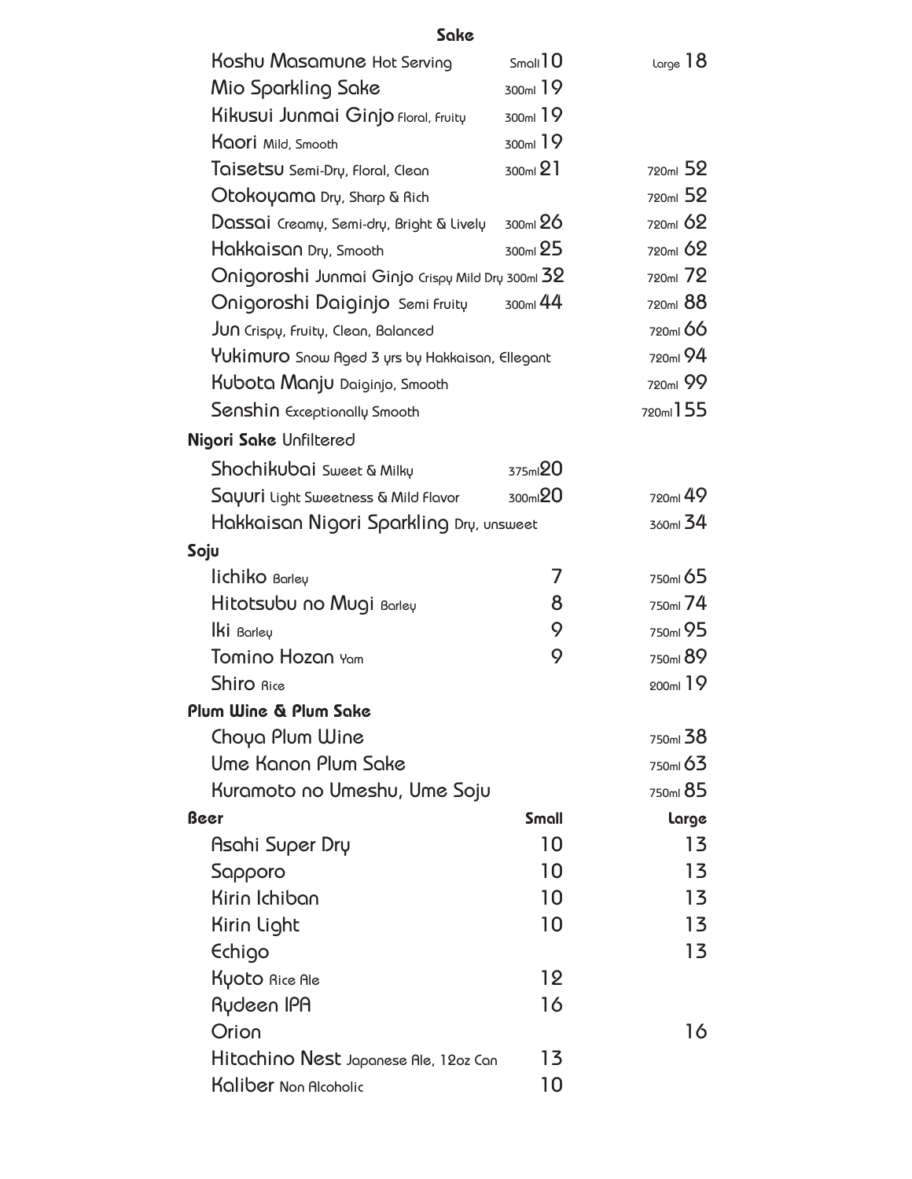## Sake

| | | |
|---|---|---|
| Koshu Masamune Hot Serving | Small 10 | Large 18 |
| Mio Sparkling Sake | 300ml 19 | |
| Kikusui Junmai Ginjo Floral, Fruity | 300ml 19 | |
| Kaori Mild, Smooth | 300ml 19 | |
| Taisetsu Semi-Dry, Floral, Clean | 300ml 21 | 720ml 52 |
| Otokoyama Dry, Sharp & Rich | | 720ml 52 |
| Dassai Creamy, Semi-dry, Bright & Lively | 300ml 26 | 720ml 62 |
| Hakkaisan Dry, Smooth | 300ml 25 | 720ml 62 |
| Onigoroshi Junmai Ginjo Crispy Mild Dry | 300ml 32 | 720ml 72 |
| Onigoroshi Daiginjo Semi Fruity | 300ml 44 | 720ml 88 |
| Jun Crispy, Fruity, Clean, Balanced | | 720ml 66 |
| Yukimuro Snow Aged 3 yrs by Hakkaisan, Ellegant | | 720ml 94 |
| Kubota Manju Daiginjo, Smooth | | 720ml 99 |
| Senshin Exceptionally Smooth | | 720ml 155 |

### Nigori Sake Unfiltered

| | | |
|---|---|---|
| Shochikubai Sweet & Milky | 375ml 20 | |
| Sayuri Light Sweetness & Mild Flavor | 300ml 20 | 720ml 49 |
| Hakkaisan Nigori Sparkling Dry, unsweet | | 360ml 34 |

### Soju

| | | |
|---|---|---|
| Iichiko Barley | 7 | 750ml 65 |
| Hitotsubu no Mugi Barley | 8 | 750ml 74 |
| Iki Barley | 9 | 750ml 95 |
| Tomino Hozan Yam | 9 | 750ml 89 |
| Shiro Rice | | 200ml 19 |

### Plum Wine & Plum Sake

| | |
|---|---|
| Choya Plum Wine | 750ml 38 |
| Ume Kanon Plum Sake | 750ml 63 |
| Kuramoto no Umeshu, Ume Soju | 750ml 85 |

### Beer

| Beer | Small | Large |
|---|---|---|
| Asahi Super Dry | 10 | 13 |
| Sapporo | 10 | 13 |
| Kirin Ichiban | 10 | 13 |
| Kirin Light | 10 | 13 |
| Echigo | | 13 |
| Kyoto Rice Ale | 12 | |
| Rydeen IPA | 16 | |
| Orion | | 16 |
| Hitachino Nest Japanese Ale, 12oz Can | 13 | |
| Kaliber Non Alcoholic | 10 | |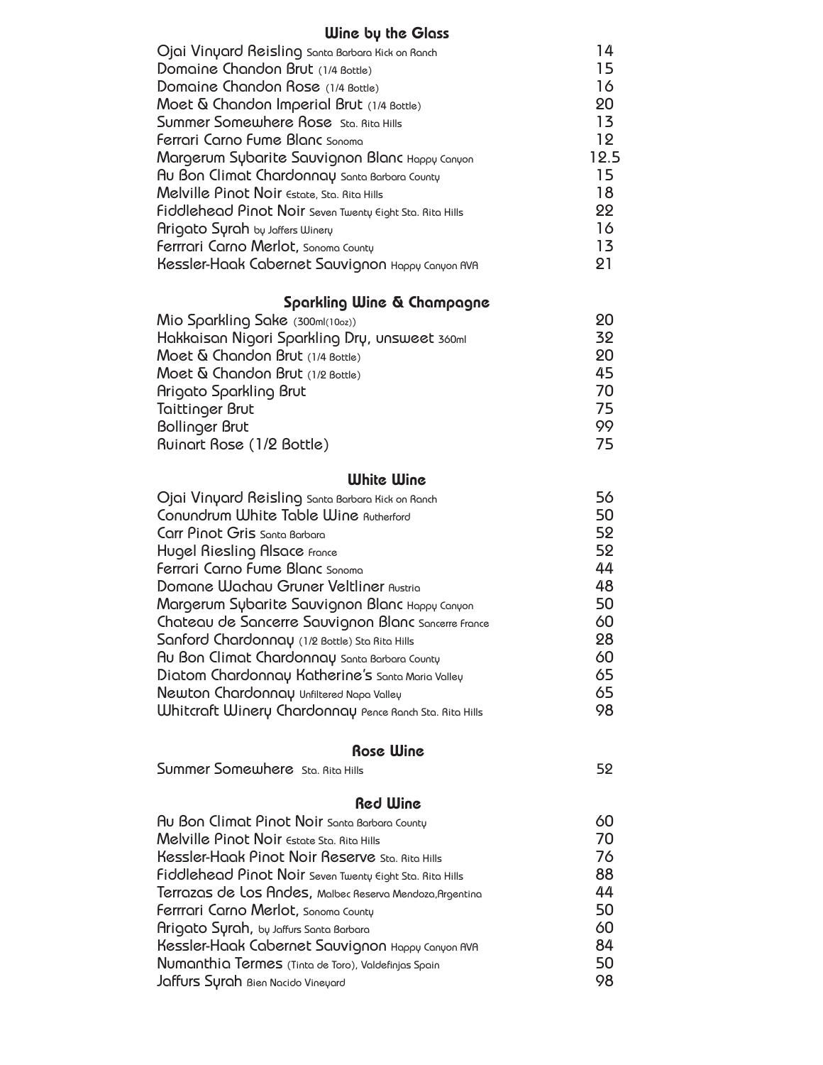## Wine by the Glass

| | |
|---|---|
| Ojai Vinyard Reisling Santa Barbara Kick on Ranch | 14 |
| Domaine Chandon Brut (1/4 Bottle) | 15 |
| Domaine Chandon Rose (1/4 Bottle) | 16 |
| Moet & Chandon Imperial Brut (1/4 Bottle) | 20 |
| Summer Somewhere Rose Sta. Rita Hills | 13 |
| Ferrari Carno Fume Blanc Sonoma | 12 |
| Margerum Sybarite Sauvignon Blanc Happy Canyon | 12.5 |
| Au Bon Climat Chardonnay Santa Barbara County | 15 |
| Melville Pinot Noir Estate, Sta. Rita Hills | 18 |
| Fiddlehead Pinot Noir Seven Twenty Eight Sta. Rita Hills | 22 |
| Arigato Syrah by Jaffers Winery | 16 |
| Ferrrari Carno Merlot, Sonoma County | 13 |
| Kessler-Haak Cabernet Sauvignon Happy Canyon AVA | 21 |

## Sparkling Wine & Champagne

| | |
|---|---|
| Mio Sparkling Sake (300ml(10oz)) | 20 |
| Hakkaisan Nigori Sparkling Dry, unsweet 360ml | 32 |
| Moet & Chandon Brut (1/4 Bottle) | 20 |
| Moet & Chandon Brut (1/2 Bottle) | 45 |
| Arigato Sparkling Brut | 70 |
| Taittinger Brut | 75 |
| Bollinger Brut | 99 |
| Ruinart Rose (1/2 Bottle) | 75 |

## White Wine

| | |
|---|---|
| Ojai Vinyard Reisling Santa Barbara Kick on Ranch | 56 |
| Conundrum White Table Wine Rutherford | 50 |
| Carr Pinot Gris Santa Barbara | 52 |
| Hugel Riesling Alsace France | 52 |
| Ferrrari Carno Fume Blanc Sonoma | 44 |
| Domane Wachau Gruner Veltliner Austria | 48 |
| Margerum Sybarite Sauvignon Blanc Happy Canyon | 50 |
| Chateau de Sancerre Sauvignon Blanc Sancerre France | 60 |
| Sanford Chardonnay (1/2 Bottle) Sta Rita Hills | 28 |
| Au Bon Climat Chardonnay Santa Barbara County | 60 |
| Diatom Chardonnay Katherine's Santa Maria Valley | 65 |
| Newton Chardonnay Unfiltered Napa Valley | 65 |
| Whitcraft Winery Chardonnay Pence Ranch Sta. Rita Hills | 98 |

## Rose Wine

| | |
|---|---|
| Summer Somewhere Sta. Rita Hills | 52 |

## Red Wine

| | |
|---|---|
| Au Bon Climat Pinot Noir Santa Barbara County | 60 |
| Melville Pinot Noir Estate Sta. Rita Hills | 70 |
| Kessler-Haak Pinot Noir Reserve Sta. Rita Hills | 76 |
| Fiddlehead Pinot Noir Seven Twenty Eight Sta. Rita Hills | 88 |
| Terrazas de Los Andes, Malbec Reserva Mendoza,Argentina | 44 |
| Ferrrari Carno Merlot, Sonoma County | 50 |
| Arigato Syrah, by Jaffurs Santa Barbara | 60 |
| Kessler-Haak Cabernet Sauvignon Happy Canyon AVA | 84 |
| Numanthia Termes (Tinta de Toro), Valdefinjas Spain | 50 |
| Jaffurs Syrah Bien Nacido Vineyard | 98 |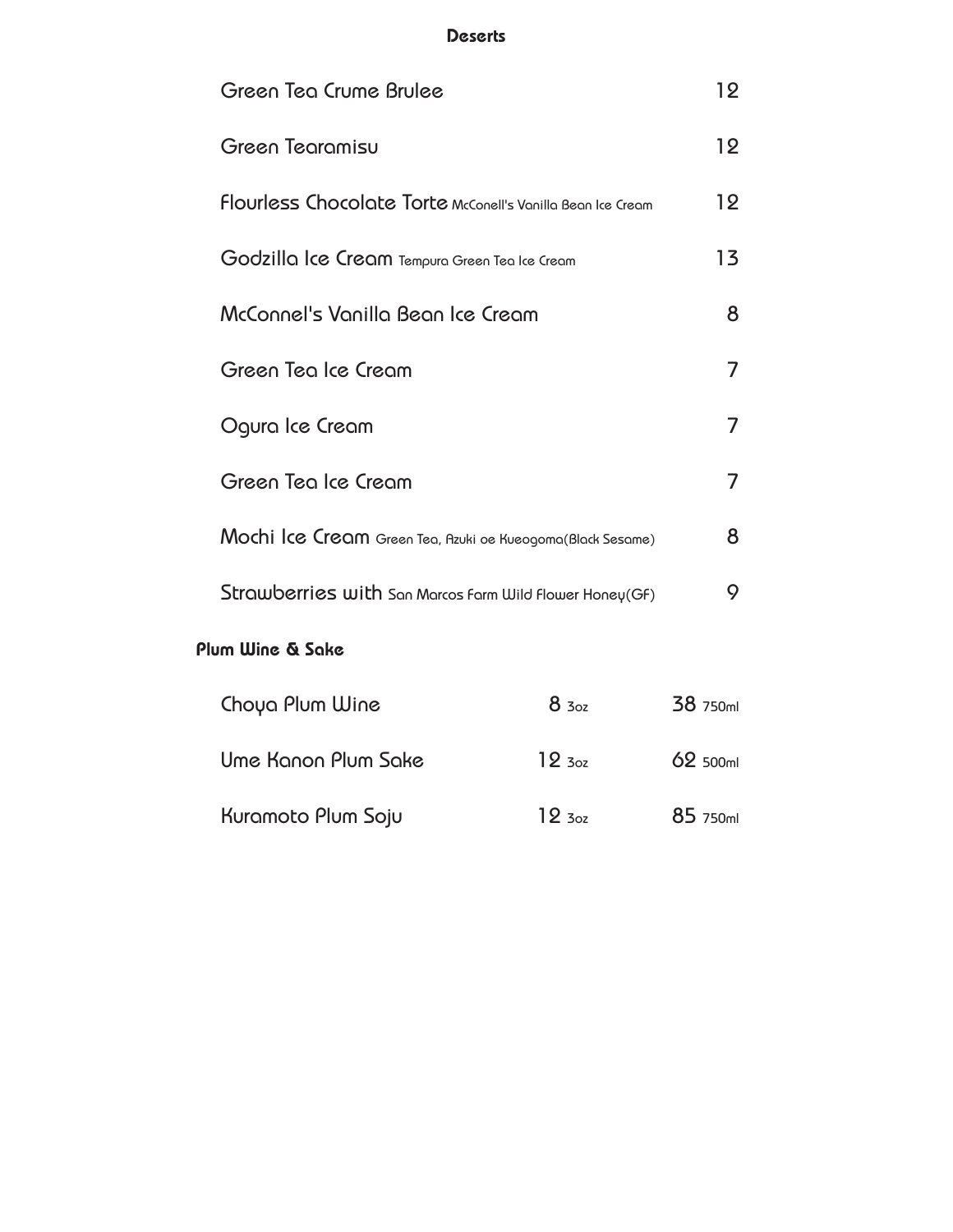## Deserts

| | |
|---|---|
| Green Tea Crume Brulee | 12 |
| Green Tearamisu | 12 |
| Flourless Chocolate Torte McConell's Vanilla Bean Ice Cream | 12 |
| Godzilla Ice Cream Tempura Green Tea Ice Cream | 13 |
| McConnel's Vanilla Bean Ice Cream | 8 |
| Green Tea Ice Cream | 7 |
| Ogura Ice Cream | 7 |
| Green Tea Ice Cream | 7 |
| Mochi Ice Cream Green Tea, Azuki oe Kueogoma(Black Sesame) | 8 |
| Strawberries with San Marcos Farm Wild Flower Honey(GF) | 9 |

## Plum Wine & Sake

| | | |
|---|---|---|
| Choya Plum Wine | 8 3oz | 38 750ml |
| Ume Kanon Plum Sake | 12 3oz | 62 500ml |
| Kuramoto Plum Soju | 12 3oz | 85 750ml |